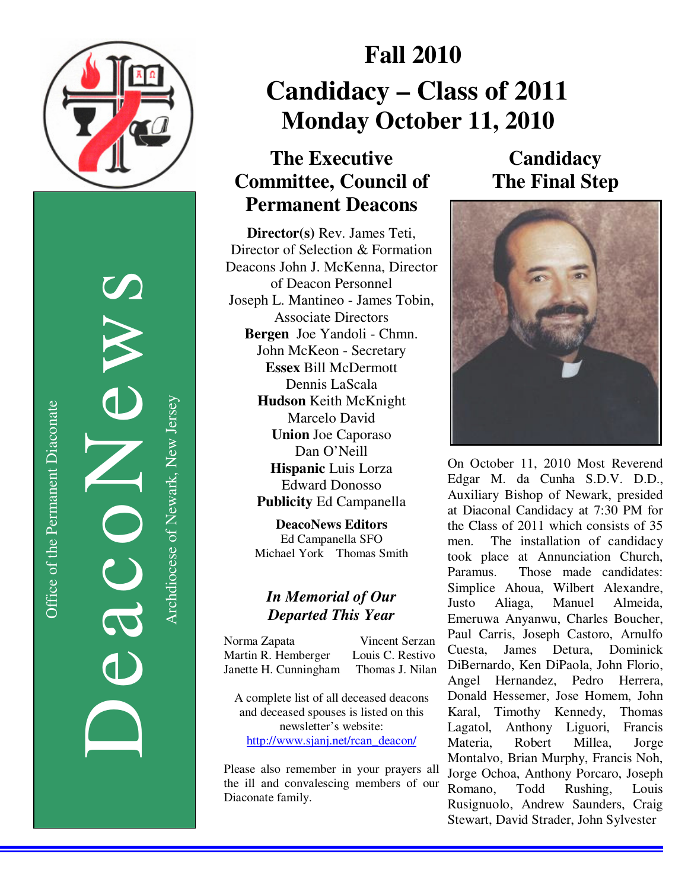# DeacoNews

Office of the Permanent Diaconate

Archdiocese of Newark, New Jersey

# Fall 2010

# Candidacy – Class of 2011

# Monday October 11, 2010

## The Executive Committee, Council of Permanent Deacons

**Director(s)** Rev. James Teti, Director of Selection & Formation
Deacons John J. McKenna, Director of Deacon Personnel
Joseph L. Mantineo - James Tobin, Associate Directors
**Bergen** Joe Yandoli - Chmn.
John McKeon - Secretary
**Essex** Bill McDermott
Dennis LaScala
**Hudson** Keith McKnight
Marcelo David
**Union** Joe Caporaso
Dan O'Neill
**Hispanic** Luis Lorza
Edward Donosso
**Publicity** Ed Campanella

**DeacoNews Editors**
Ed Campanella SFO
Michael York Thomas Smith

### *In Memorial of Our Departed This Year*

Norma Zapata
Martin R. Hemberger
Janette H. Cunningham
Vincent Serzan
Louis C. Restivo
Thomas J. Nilan

A complete list of all deceased deacons and deceased spouses is listed on this newsletter's website: http://www.sjanj.net/rcan_deacon/

Please also remember in your prayers all the ill and convalescing members of our Diaconate family.

## Candidacy The Final Step

On October 11, 2010 Most Reverend Edgar M. da Cunha S.D.V. D.D., Auxiliary Bishop of Newark, presided at Diaconal Candidacy at 7:30 PM for the Class of 2011 which consists of 35 men. The installation of candidacy took place at Annunciation Church, Paramus. Those made candidates: Simplice Ahoua, Wilbert Alexandre, Justo Aliaga, Manuel Almeida, Emeruwa Anyanwu, Charles Boucher, Paul Carris, Joseph Castoro, Arnulfo Cuesta, James Detura, Dominick DiBernardo, Ken DiPaola, John Florio, Angel Hernandez, Pedro Herrera, Donald Hessemer, Jose Homem, John Karal, Timothy Kennedy, Thomas Lagatol, Anthony Liguori, Francis Materia, Robert Millea, Jorge Montalvo, Brian Murphy, Francis Noh, Jorge Ochoa, Anthony Porcaro, Joseph Romano, Todd Rushing, Louis Rusignuolo, Andrew Saunders, Craig Stewart, David Strader, John Sylvester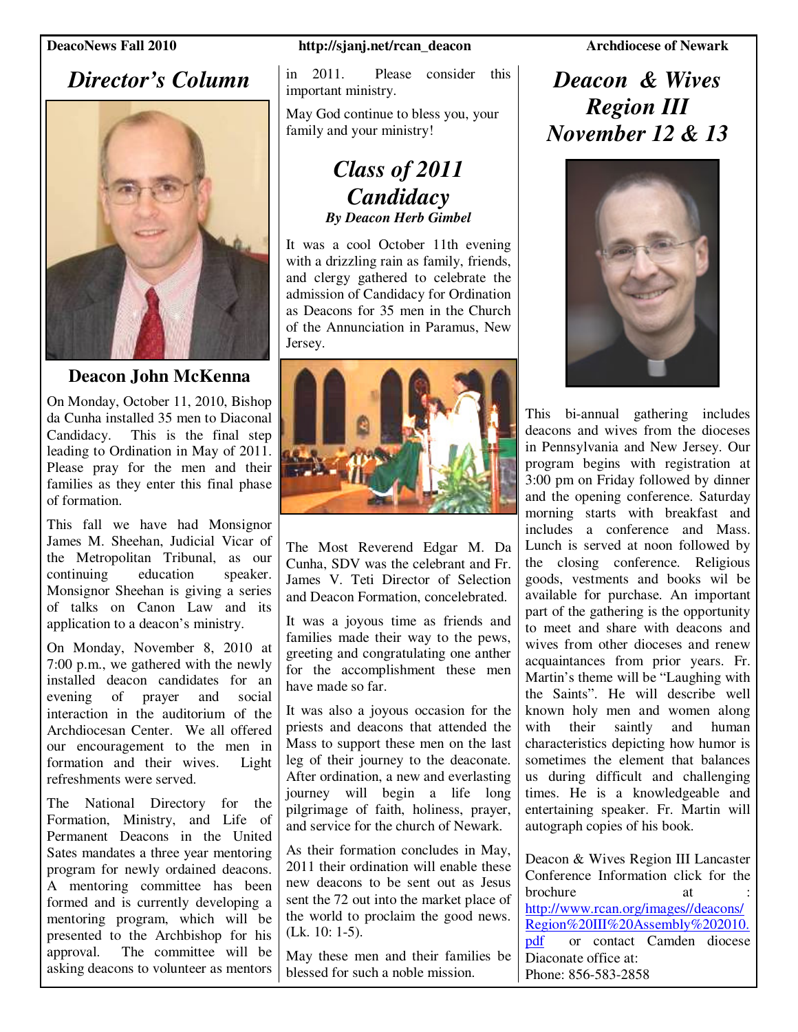# Director's Column

**Deacon John McKenna**

On Monday, October 11, 2010, Bishop da Cunha installed 35 men to Diaconal Candidacy. This is the final step leading to Ordination in May of 2011. Please pray for the men and their families as they enter this final phase of formation.

This fall we have had Monsignor James M. Sheehan, Judicial Vicar of the Metropolitan Tribunal, as our continuing education speaker. Monsignor Sheehan is giving a series of talks on Canon Law and its application to a deacon's ministry.

On Monday, November 8, 2010 at 7:00 p.m., we gathered with the newly installed deacon candidates for an evening of prayer and social interaction in the auditorium of the Archdiocesan Center. We all offered our encouragement to the men in formation and their wives. Light refreshments were served.

The National Directory for the Formation, Ministry, and Life of Permanent Deacons in the United Sates mandates a three year mentoring program for newly ordained deacons. A mentoring committee has been formed and is currently developing a mentoring program, which will be presented to the Archbishop for his approval. The committee will be asking deacons to volunteer as mentors in 2011. Please consider this important ministry.

May God continue to bless you, your family and your ministry!

# Class of 2011 Candidacy

***By Deacon Herb Gimbel***

It was a cool October 11th evening with a drizzling rain as family, friends, and clergy gathered to celebrate the admission of Candidacy for Ordination as Deacons for 35 men in the Church of the Annunciation in Paramus, New Jersey.

The Most Reverend Edgar M. Da Cunha, SDV was the celebrant and Fr. James V. Teti Director of Selection and Deacon Formation, concelebrated.

It was a joyous time as friends and families made their way to the pews, greeting and congratulating one anther for the accomplishment these men have made so far.

It was also a joyous occasion for the priests and deacons that attended the Mass to support these men on the last leg of their journey to the deaconate. After ordination, a new and everlasting journey will begin a life long pilgrimage of faith, holiness, prayer, and service for the church of Newark.

As their formation concludes in May, 2011 their ordination will enable these new deacons to be sent out as Jesus sent the 72 out into the market place of the world to proclaim the good news. (Lk. 10: 1-5).

May these men and their families be blessed for such a noble mission.

# Deacon & Wives Region III November 12 & 13

This bi-annual gathering includes deacons and wives from the dioceses in Pennsylvania and New Jersey. Our program begins with registration at 3:00 pm on Friday followed by dinner and the opening conference. Saturday morning starts with breakfast and includes a conference and Mass. Lunch is served at noon followed by the closing conference. Religious goods, vestments and books wil be available for purchase. An important part of the gathering is the opportunity to meet and share with deacons and wives from other dioceses and renew acquaintances from prior years. Fr. Martin's theme will be "Laughing with the Saints". He will describe well known holy men and women along with their saintly and human characteristics depicting how humor is sometimes the element that balances us during difficult and challenging times. He is a knowledgeable and entertaining speaker. Fr. Martin will autograph copies of his book.

Deacon & Wives Region III Lancaster Conference Information click for the brochure at : http://www.rcan.org/images//deacons/Region%20III%20Assembly%202010.pdf or contact Camden diocese Diaconate office at:
Phone: 856-583-2858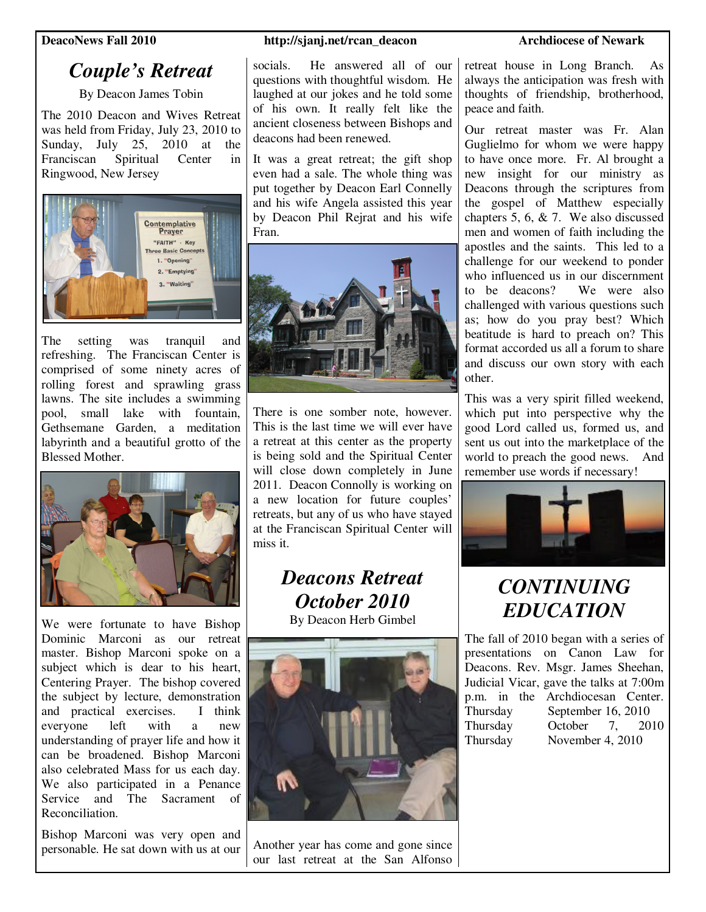# *Couple's Retreat*

By Deacon James Tobin

The 2010 Deacon and Wives Retreat was held from Friday, July 23, 2010 to Sunday, July 25, 2010 at the Franciscan Spiritual Center in Ringwood, New Jersey

The setting was tranquil and refreshing. The Franciscan Center is comprised of some ninety acres of rolling forest and sprawling grass lawns. The site includes a swimming pool, small lake with fountain, Gethsemane Garden, a meditation labyrinth and a beautiful grotto of the Blessed Mother.

We were fortunate to have Bishop Dominic Marconi as our retreat master. Bishop Marconi spoke on a subject which is dear to his heart, Centering Prayer. The bishop covered the subject by lecture, demonstration and practical exercises. I think everyone left with a new understanding of prayer life and how it can be broadened. Bishop Marconi also celebrated Mass for us each day. We also participated in a Penance Service and The Sacrament of Reconciliation.

Bishop Marconi was very open and personable. He sat down with us at our socials. He answered all of our questions with thoughtful wisdom. He laughed at our jokes and he told some of his own. It really felt like the ancient closeness between Bishops and deacons had been renewed.

It was a great retreat; the gift shop even had a sale. The whole thing was put together by Deacon Earl Connelly and his wife Angela assisted this year by Deacon Phil Rejrat and his wife Fran.

There is one somber note, however. This is the last time we will ever have a retreat at this center as the property is being sold and the Spiritual Center will close down completely in June 2011. Deacon Connolly is working on a new location for future couples' retreats, but any of us who have stayed at the Franciscan Spiritual Center will miss it.

# *Deacons Retreat October 2010*

By Deacon Herb Gimbel

Another year has come and gone since our last retreat at the San Alfonso retreat house in Long Branch. As always the anticipation was fresh with thoughts of friendship, brotherhood, peace and faith.

Our retreat master was Fr. Alan Guglielmo for whom we were happy to have once more. Fr. Al brought a new insight for our ministry as Deacons through the scriptures from the gospel of Matthew especially chapters 5, 6, & 7. We also discussed men and women of faith including the apostles and the saints. This led to a challenge for our weekend to ponder who influenced us in our discernment to be deacons? We were also challenged with various questions such as; how do you pray best? Which beatitude is hard to preach on? This format accorded us all a forum to share and discuss our own story with each other.

This was a very spirit filled weekend, which put into perspective why the good Lord called us, formed us, and sent us out into the marketplace of the world to preach the good news. And remember use words if necessary!

# *CONTINUING EDUCATION*

The fall of 2010 began with a series of presentations on Canon Law for Deacons. Rev. Msgr. James Sheehan, Judicial Vicar, gave the talks at 7:00m p.m. in the Archdiocesan Center.

Thursday September 16, 2010
Thursday October 7, 2010
Thursday November 4, 2010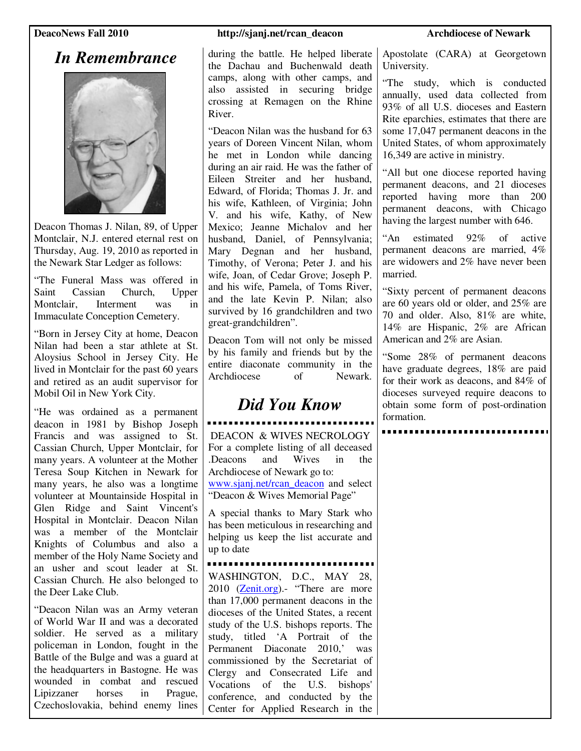# In Remembrance

Deacon Thomas J. Nilan, 89, of Upper Montclair, N.J. entered eternal rest on Thursday, Aug. 19, 2010 as reported in the Newark Star Ledger as follows:

"The Funeral Mass was offered in Saint Cassian Church, Upper Montclair, Interment was in Immaculate Conception Cemetery.

"Born in Jersey City at home, Deacon Nilan had been a star athlete at St. Aloysius School in Jersey City. He lived in Montclair for the past 60 years and retired as an audit supervisor for Mobil Oil in New York City.

"He was ordained as a permanent deacon in 1981 by Bishop Joseph Francis and was assigned to St. Cassian Church, Upper Montclair, for many years. A volunteer at the Mother Teresa Soup Kitchen in Newark for many years, he also was a longtime volunteer at Mountainside Hospital in Glen Ridge and Saint Vincent's Hospital in Montclair. Deacon Nilan was a member of the Montclair Knights of Columbus and also a member of the Holy Name Society and an usher and scout leader at St. Cassian Church. He also belonged to the Deer Lake Club.

"Deacon Nilan was an Army veteran of World War II and was a decorated soldier. He served as a military policeman in London, fought in the Battle of the Bulge and was a guard at the headquarters in Bastogne. He was wounded in combat and rescued Lipizzaner horses in Prague, Czechoslovakia, behind enemy lines during the battle. He helped liberate the Dachau and Buchenwald death camps, along with other camps, and also assisted in securing bridge crossing at Remagen on the Rhine River.

"Deacon Nilan was the husband for 63 years of Doreen Vincent Nilan, whom he met in London while dancing during an air raid. He was the father of Eileen Streiter and her husband, Edward, of Florida; Thomas J. Jr. and his wife, Kathleen, of Virginia; John V. and his wife, Kathy, of New Mexico; Jeanne Michalov and her husband, Daniel, of Pennsylvania; Mary Degnan and her husband, Timothy, of Verona; Peter J. and his wife, Joan, of Cedar Grove; Joseph P. and his wife, Pamela, of Toms River, and the late Kevin P. Nilan; also survived by 16 grandchildren and two great-grandchildren".

Deacon Tom will not only be missed by his family and friends but by the entire diaconate community in the Archdiocese of Newark.

# Did You Know

DEACON & WIVES NECROLOGY
For a complete listing of all deceased .Deacons and Wives in the Archdiocese of Newark go to: www.sjanj.net/rcan_deacon and select "Deacon & Wives Memorial Page"

A special thanks to Mary Stark who has been meticulous in researching and helping us keep the list accurate and up to date

WASHINGTON, D.C., MAY 28, 2010 (Zenit.org).- "There are more than 17,000 permanent deacons in the dioceses of the United States, a recent study of the U.S. bishops reports. The study, titled 'A Portrait of the Permanent Diaconate 2010,' was commissioned by the Secretariat of Clergy and Consecrated Life and Vocations of the U.S. bishops' conference, and conducted by the Center for Applied Research in the Apostolate (CARA) at Georgetown University.

"The study, which is conducted annually, used data collected from 93% of all U.S. dioceses and Eastern Rite eparchies, estimates that there are some 17,047 permanent deacons in the United States, of whom approximately 16,349 are active in ministry.

"All but one diocese reported having permanent deacons, and 21 dioceses reported having more than 200 permanent deacons, with Chicago having the largest number with 646.

"An estimated 92% of active permanent deacons are married, 4% are widowers and 2% have never been married.

"Sixty percent of permanent deacons are 60 years old or older, and 25% are 70 and older. Also, 81% are white, 14% are Hispanic, 2% are African American and 2% are Asian.

"Some 28% of permanent deacons have graduate degrees, 18% are paid for their work as deacons, and 84% of dioceses surveyed require deacons to obtain some form of post-ordination formation.